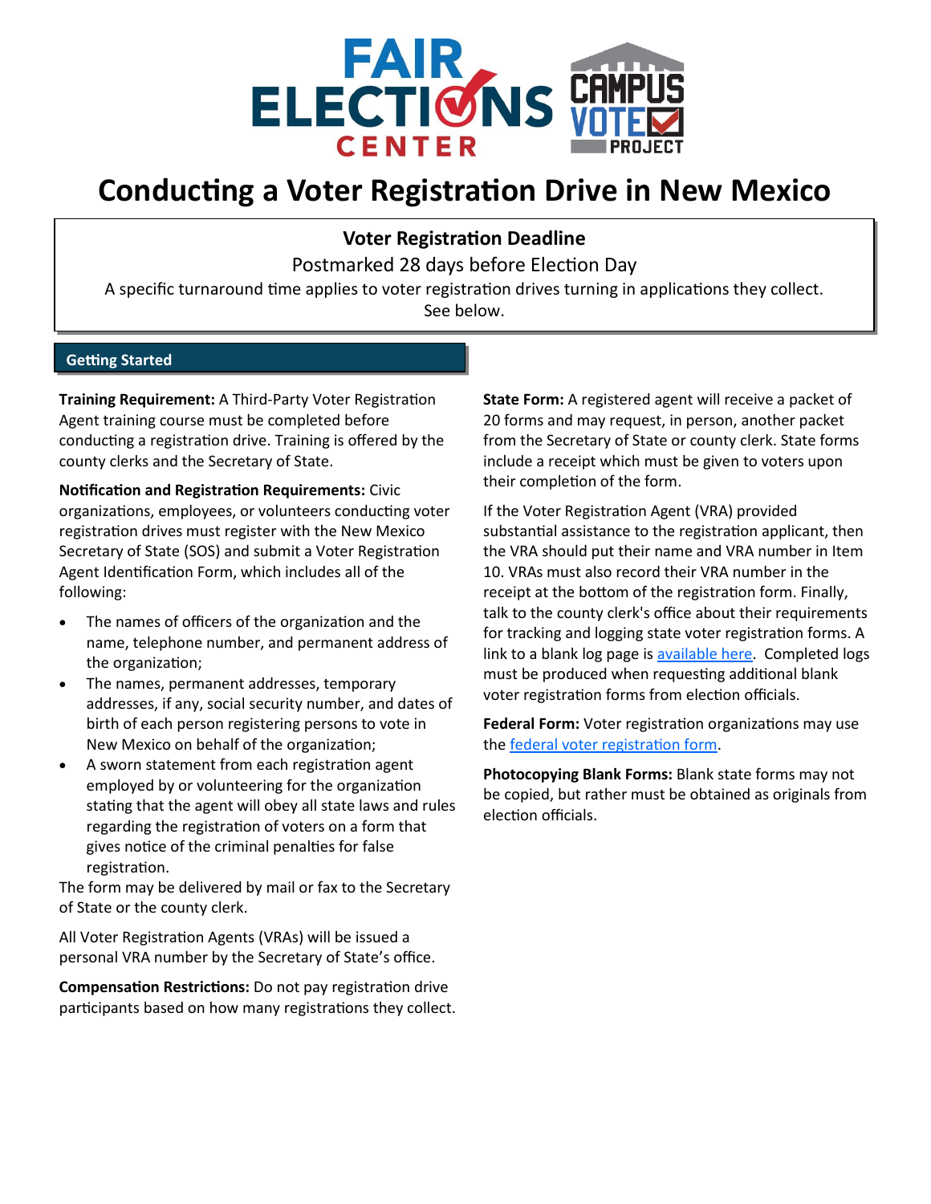# Conducting a Voter Registration Drive in New Mexico

**Voter Registration Deadline**

Postmarked 28 days before Election Day

A specific turnaround time applies to voter registration drives turning in applications they collect. See below.

## Getting Started

**Training Requirement:** A Third-Party Voter Registration Agent training course must be completed before conducting a registration drive. Training is offered by the county clerks and the Secretary of State.

**Notification and Registration Requirements:** Civic organizations, employees, or volunteers conducting voter registration drives must register with the New Mexico Secretary of State (SOS) and submit a Voter Registration Agent Identification Form, which includes all of the following:

- The names of officers of the organization and the name, telephone number, and permanent address of the organization;
- The names, permanent addresses, temporary addresses, if any, social security number, and dates of birth of each person registering persons to vote in New Mexico on behalf of the organization;
- A sworn statement from each registration agent employed by or volunteering for the organization stating that the agent will obey all state laws and rules regarding the registration of voters on a form that gives notice of the criminal penalties for false registration.

The form may be delivered by mail or fax to the Secretary of State or the county clerk.

All Voter Registration Agents (VRAs) will be issued a personal VRA number by the Secretary of State's office.

**Compensation Restrictions:** Do not pay registration drive participants based on how many registrations they collect.

**State Form:** A registered agent will receive a packet of 20 forms and may request, in person, another packet from the Secretary of State or county clerk. State forms include a receipt which must be given to voters upon their completion of the form.

If the Voter Registration Agent (VRA) provided substantial assistance to the registration applicant, then the VRA should put their name and VRA number in Item 10. VRAs must also record their VRA number in the receipt at the bottom of the registration form. Finally, talk to the county clerk's office about their requirements for tracking and logging state voter registration forms. A link to a blank log page is available here. Completed logs must be produced when requesting additional blank voter registration forms from election officials.

**Federal Form:** Voter registration organizations may use the federal voter registration form.

**Photocopying Blank Forms:** Blank state forms may not be copied, but rather must be obtained as originals from election officials.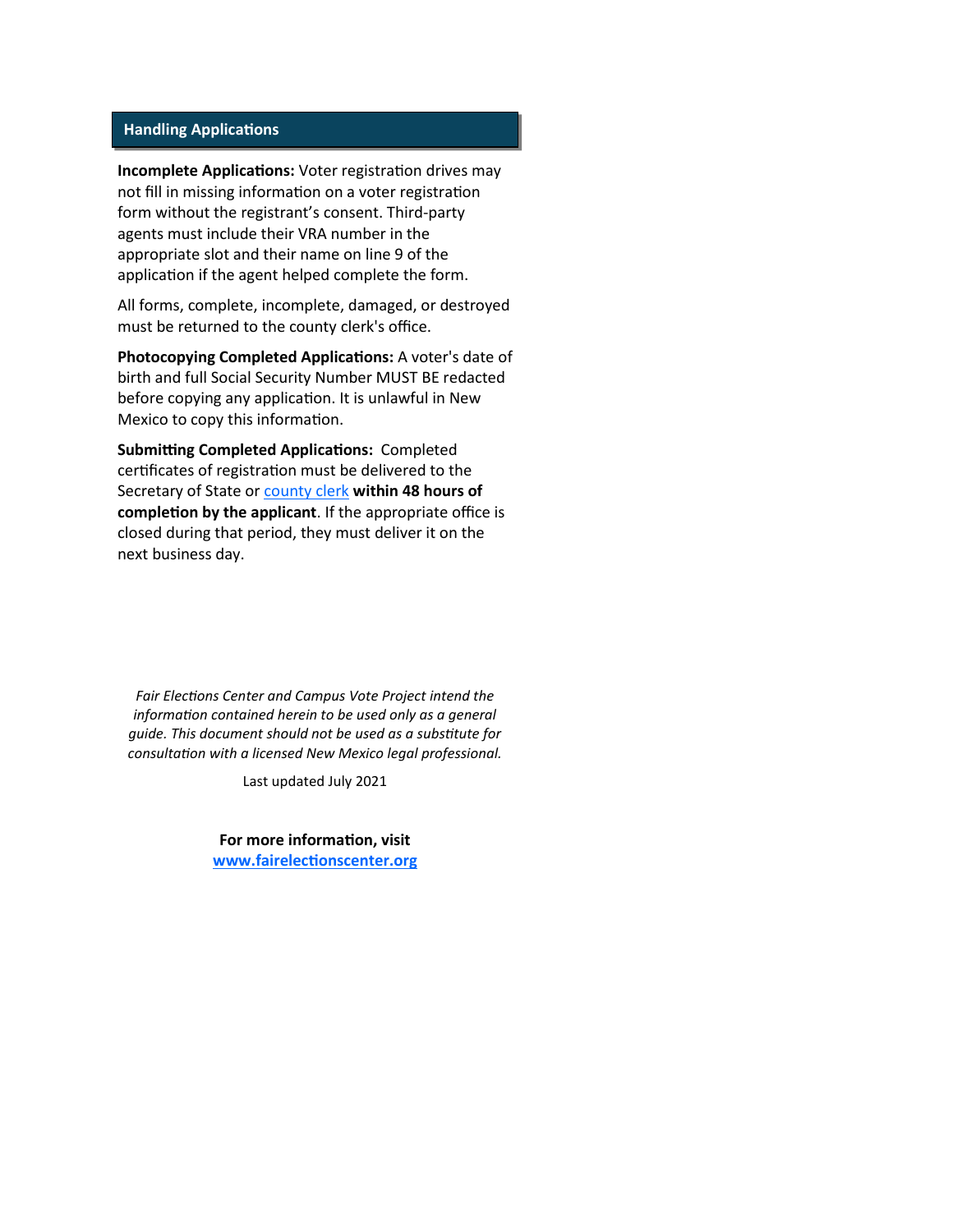## Handling Applications

**Incomplete Applications:** Voter registration drives may not fill in missing information on a voter registration form without the registrant's consent. Third-party agents must include their VRA number in the appropriate slot and their name on line 9 of the application if the agent helped complete the form.

All forms, complete, incomplete, damaged, or destroyed must be returned to the county clerk's office.

**Photocopying Completed Applications:** A voter's date of birth and full Social Security Number MUST BE redacted before copying any application. It is unlawful in New Mexico to copy this information.

**Submitting Completed Applications:** Completed certificates of registration must be delivered to the Secretary of State or county clerk **within 48 hours of completion by the applicant**. If the appropriate office is closed during that period, they must deliver it on the next business day.

*Fair Elections Center and Campus Vote Project intend the information contained herein to be used only as a general guide. This document should not be used as a substitute for consultation with a licensed New Mexico legal professional.*

Last updated July 2021

**For more information, visit www.fairelectionscenter.org**